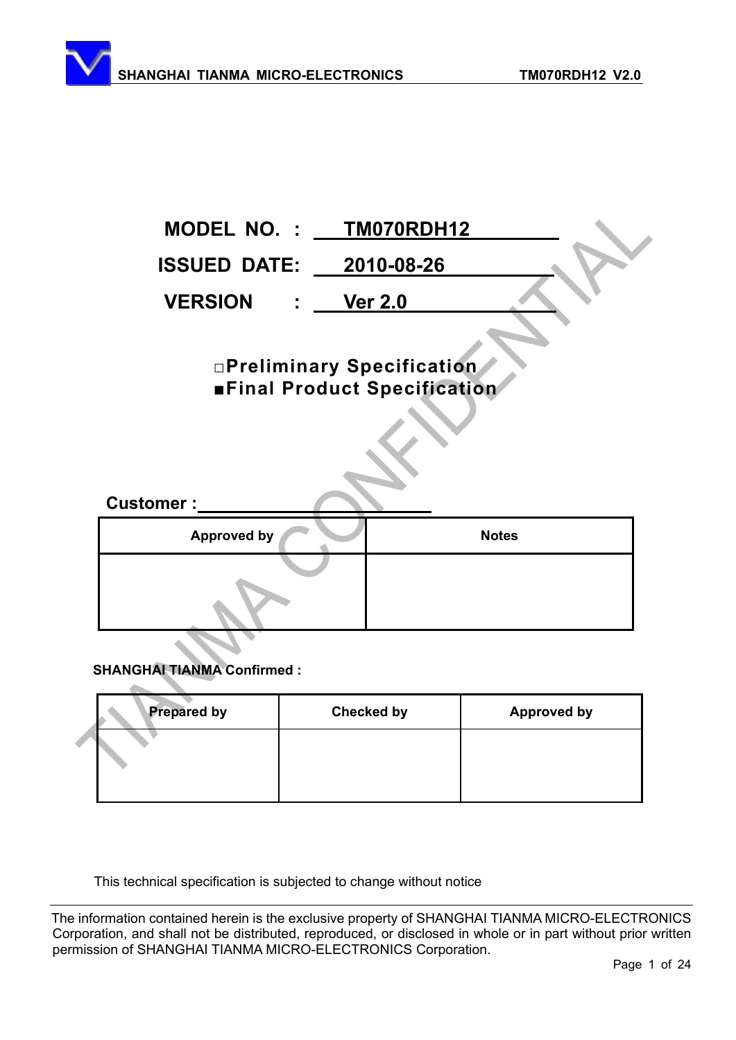**MODEL NO. : TM070RDH12**

**ISSUED DATE: 2010-08-26**

**VERSION : Ver 2.0**

□**Preliminary Specification**
■**Final Product Specification**

**Customer :**______________________

| Approved by | Notes |
|---|---|
| | |

**SHANGHAI TIANMA Confirmed :**

| Prepared by | Checked by | Approved by |
|---|---|---|
| | | |

This technical specification is subjected to change without notice

The information contained herein is the exclusive property of SHANGHAI TIANMA MICRO-ELECTRONICS Corporation, and shall not be distributed, reproduced, or disclosed in whole or in part without prior written permission of SHANGHAI TIANMA MICRO-ELECTRONICS Corporation.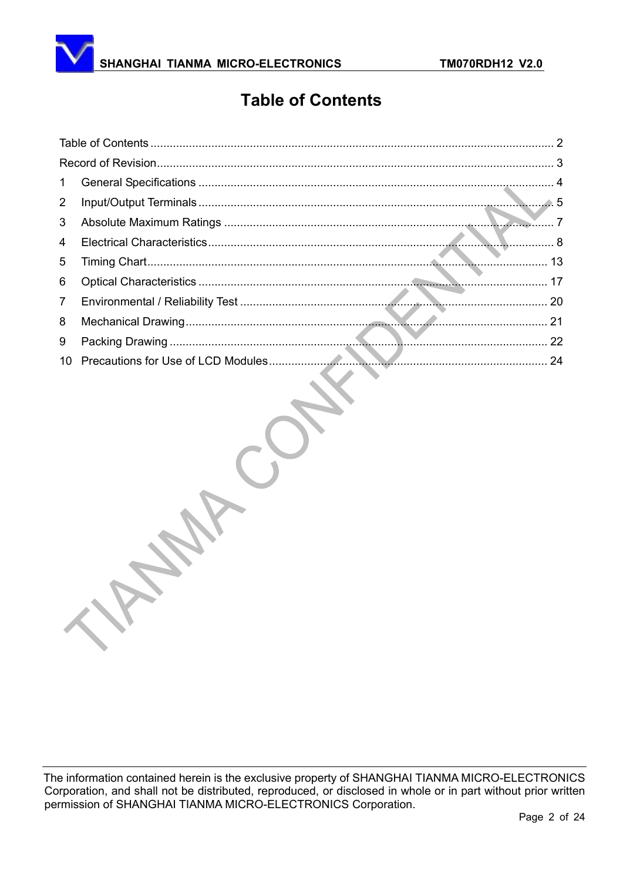# Table of Contents

Table of Contents ........................................................................................................................ 2

Record of Revision ........................................................................................................................ 3

1 General Specifications ........................................................................................................ 4

2 Input/Output Terminals ........................................................................................................ 5

3 Absolute Maximum Ratings ................................................................................................. 7

4 Electrical Characteristics ..................................................................................................... 8

5 Timing Chart ...................................................................................................................... 13

6 Optical Characteristics ....................................................................................................... 17

7 Environmental / Reliability Test .......................................................................................... 20

8 Mechanical Drawing ........................................................................................................... 21

9 Packing Drawing ................................................................................................................ 22

10 Precautions for Use of LCD Modules ................................................................................. 24

The information contained herein is the exclusive property of SHANGHAI TIANMA MICRO-ELECTRONICS Corporation, and shall not be distributed, reproduced, or disclosed in whole or in part without prior written permission of SHANGHAI TIANMA MICRO-ELECTRONICS Corporation.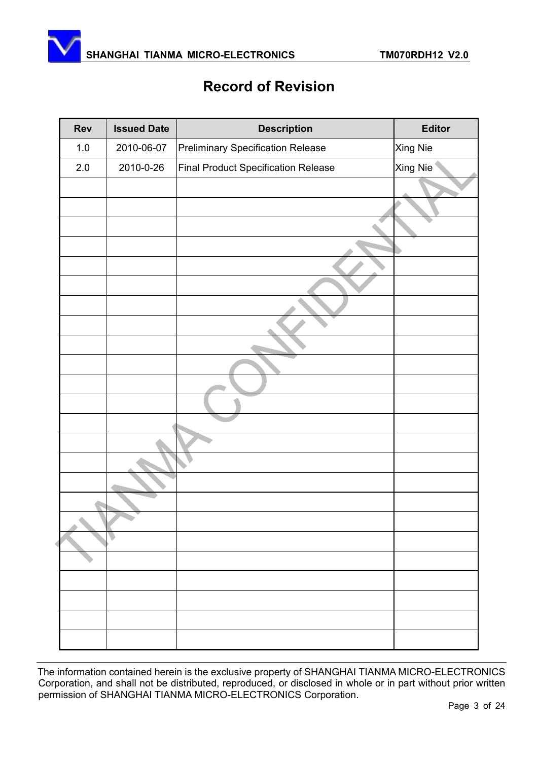# Record of Revision

| Rev | Issued Date | Description | Editor |
|---|---|---|---|
| 1.0 | 2010-06-07 | Preliminary Specification Release | Xing Nie |
| 2.0 | 2010-0-26 | Final Product Specification Release | Xing Nie |
| | | | |
| | | | |
| | | | |
| | | | |
| | | | |
| | | | |
| | | | |
| | | | |
| | | | |
| | | | |
| | | | |
| | | | |
| | | | |
| | | | |
| | | | |
| | | | |
| | | | |
| | | | |
| | | | |
| | | | |
| | | | |
| | | | |
| | | | |
| | | | |

The information contained herein is the exclusive property of SHANGHAI TIANMA MICRO-ELECTRONICS Corporation, and shall not be distributed, reproduced, or disclosed in whole or in part without prior written permission of SHANGHAI TIANMA MICRO-ELECTRONICS Corporation.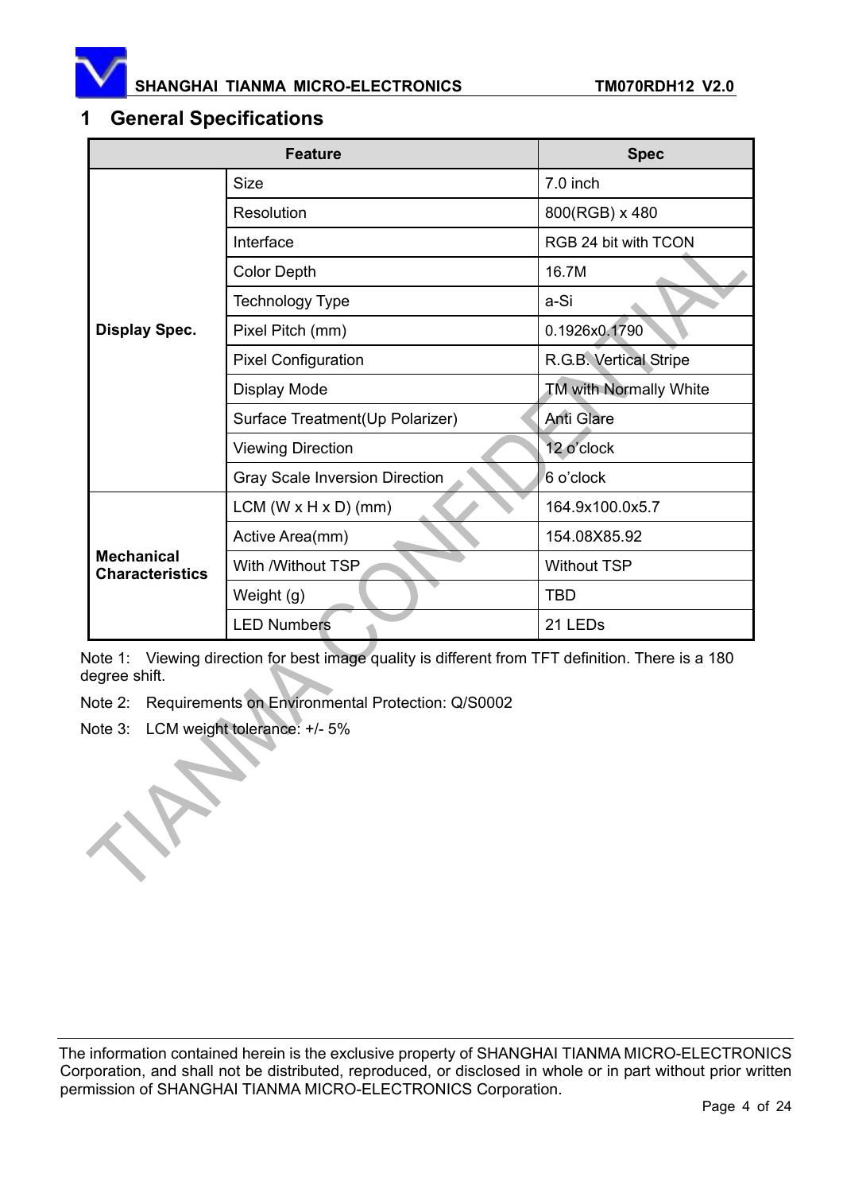# 1 General Specifications

| Feature | | Spec |
|---|---|---|
| **Display Spec.** | Size | 7.0 inch |
| | Resolution | 800(RGB) x 480 |
| | Interface | RGB 24 bit with TCON |
| | Color Depth | 16.7M |
| | Technology Type | a-Si |
| | Pixel Pitch (mm) | 0.1926x0.1790 |
| | Pixel Configuration | R.G.B. Vertical Stripe |
| | Display Mode | TM with Normally White |
| | Surface Treatment(Up Polarizer) | Anti Glare |
| | Viewing Direction | 12 o'clock |
| | Gray Scale Inversion Direction | 6 o'clock |
| **Mechanical Characteristics** | LCM (W x H x D) (mm) | 164.9x100.0x5.7 |
| | Active Area(mm) | 154.08X85.92 |
| | With /Without TSP | Without TSP |
| | Weight (g) | TBD |
| | LED Numbers | 21 LEDs |

Note 1: Viewing direction for best image quality is different from TFT definition. There is a 180 degree shift.

Note 2: Requirements on Environmental Protection: Q/S0002

Note 3: LCM weight tolerance: +/- 5%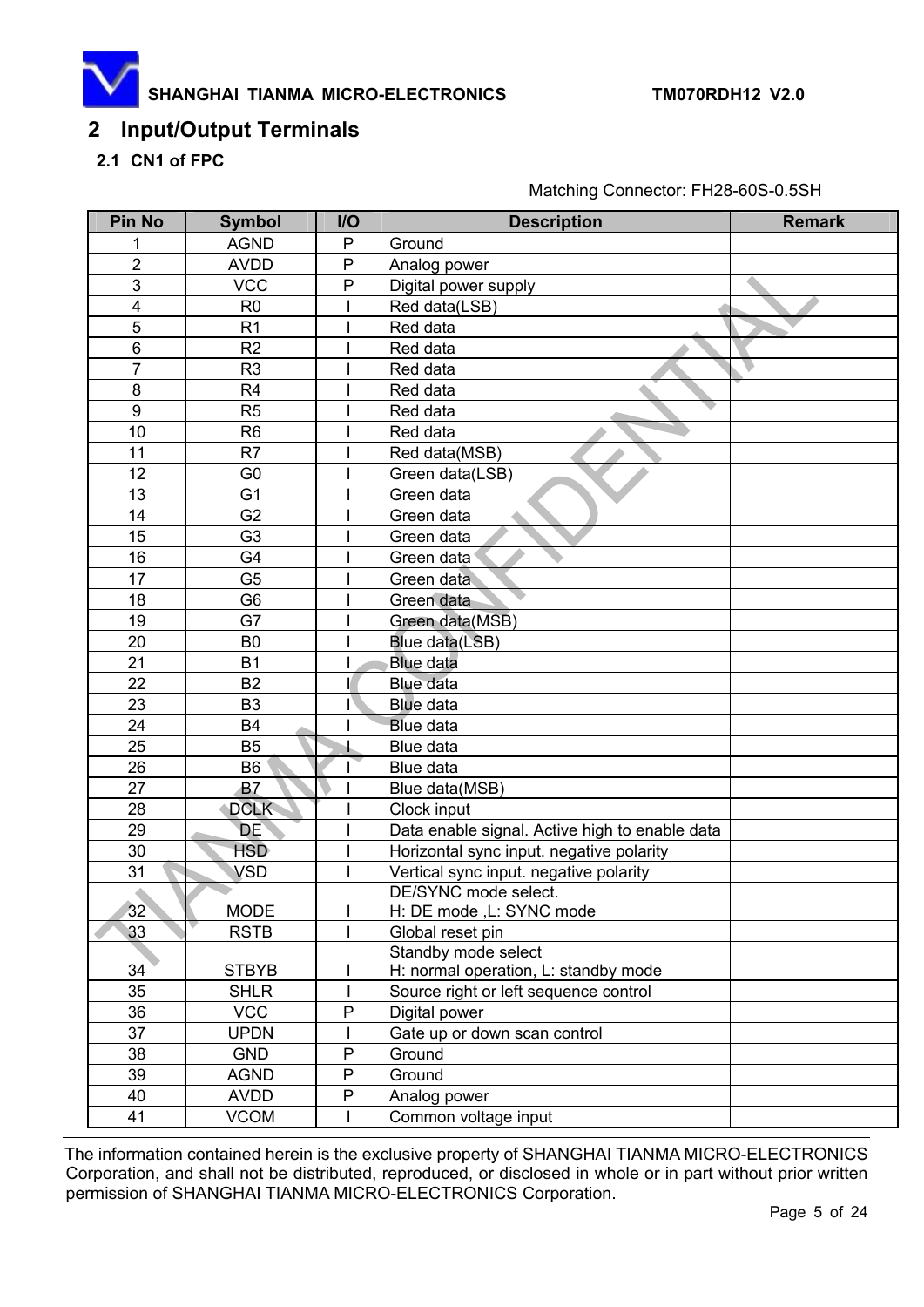## 2 Input/Output Terminals

### 2.1 CN1 of FPC

Matching Connector: FH28-60S-0.5SH

| Pin No | Symbol | I/O | Description | Remark |
|---|---|---|---|---|
| 1 | AGND | P | Ground | |
| 2 | AVDD | P | Analog power | |
| 3 | VCC | P | Digital power supply | |
| 4 | R0 | I | Red data(LSB) | |
| 5 | R1 | I | Red data | |
| 6 | R2 | I | Red data | |
| 7 | R3 | I | Red data | |
| 8 | R4 | I | Red data | |
| 9 | R5 | I | Red data | |
| 10 | R6 | I | Red data | |
| 11 | R7 | I | Red data(MSB) | |
| 12 | G0 | I | Green data(LSB) | |
| 13 | G1 | I | Green data | |
| 14 | G2 | I | Green data | |
| 15 | G3 | I | Green data | |
| 16 | G4 | I | Green data | |
| 17 | G5 | I | Green data | |
| 18 | G6 | I | Green data | |
| 19 | G7 | I | Green data(MSB) | |
| 20 | B0 | I | Blue data(LSB) | |
| 21 | B1 | I | Blue data | |
| 22 | B2 | I | Blue data | |
| 23 | B3 | I | Blue data | |
| 24 | B4 | I | Blue data | |
| 25 | B5 | I | Blue data | |
| 26 | B6 | I | Blue data | |
| 27 | B7 | I | Blue data(MSB) | |
| 28 | DCLK | I | Clock input | |
| 29 | DE | I | Data enable signal. Active high to enable data | |
| 30 | HSD | I | Horizontal sync input. negative polarity | |
| 31 | VSD | I | Vertical sync input. negative polarity | |
| 32 | MODE | I | DE/SYNC mode select.<br>H: DE mode ,L: SYNC mode | |
| 33 | RSTB | I | Global reset pin | |
| 34 | STBYB | I | Standby mode select<br>H: normal operation, L: standby mode | |
| 35 | SHLR | I | Source right or left sequence control | |
| 36 | VCC | P | Digital power | |
| 37 | UPDN | I | Gate up or down scan control | |
| 38 | GND | P | Ground | |
| 39 | AGND | P | Ground | |
| 40 | AVDD | P | Analog power | |
| 41 | VCOM | I | Common voltage input | |

The information contained herein is the exclusive property of SHANGHAI TIANMA MICRO-ELECTRONICS Corporation, and shall not be distributed, reproduced, or disclosed in whole or in part without prior written permission of SHANGHAI TIANMA MICRO-ELECTRONICS Corporation.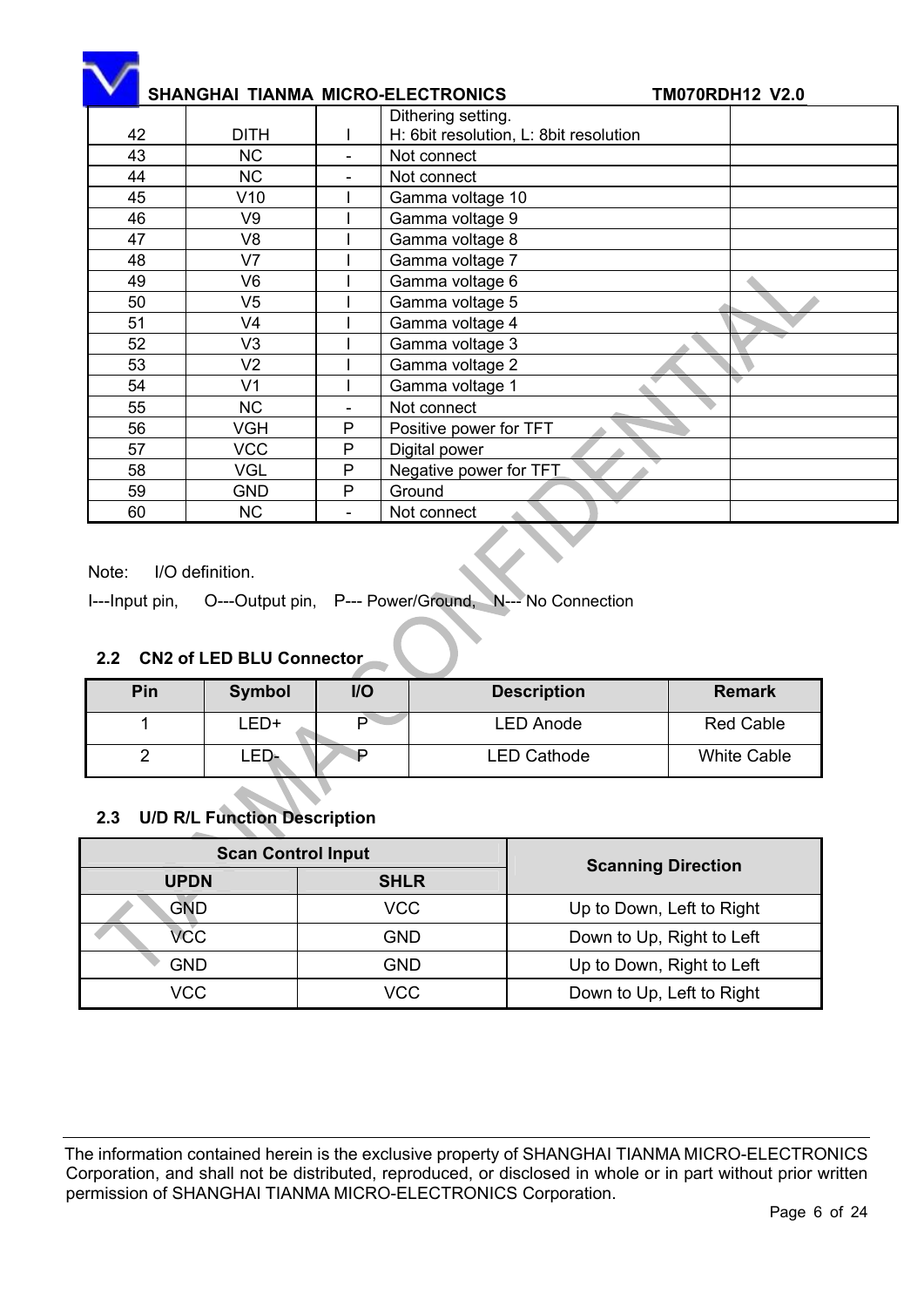| | | | | |
|---|---|---|---|---|
| 42 | DITH | I | Dithering setting.<br>H: 6bit resolution, L: 8bit resolution | |
| 43 | NC | - | Not connect | |
| 44 | NC | - | Not connect | |
| 45 | V10 | I | Gamma voltage 10 | |
| 46 | V9 | I | Gamma voltage 9 | |
| 47 | V8 | I | Gamma voltage 8 | |
| 48 | V7 | I | Gamma voltage 7 | |
| 49 | V6 | I | Gamma voltage 6 | |
| 50 | V5 | I | Gamma voltage 5 | |
| 51 | V4 | I | Gamma voltage 4 | |
| 52 | V3 | I | Gamma voltage 3 | |
| 53 | V2 | I | Gamma voltage 2 | |
| 54 | V1 | I | Gamma voltage 1 | |
| 55 | NC | - | Not connect | |
| 56 | VGH | P | Positive power for TFT | |
| 57 | VCC | P | Digital power | |
| 58 | VGL | P | Negative power for TFT | |
| 59 | GND | P | Ground | |
| 60 | NC | - | Not connect | |

Note: I/O definition.

I---Input pin, O---Output pin, P--- Power/Ground, N--- No Connection

### 2.2 CN2 of LED BLU Connector

| Pin | Symbol | I/O | Description | Remark |
|---|---|---|---|---|
| 1 | LED+ | P | LED Anode | Red Cable |
| 2 | LED- | P | LED Cathode | White Cable |

### 2.3 U/D R/L Function Description

| Scan Control Input | | Scanning Direction |
|---|---|---|
| UPDN | SHLR | |
| GND | VCC | Up to Down, Left to Right |
| VCC | GND | Down to Up, Right to Left |
| GND | GND | Up to Down, Right to Left |
| VCC | VCC | Down to Up, Left to Right |

The information contained herein is the exclusive property of SHANGHAI TIANMA MICRO-ELECTRONICS Corporation, and shall not be distributed, reproduced, or disclosed in whole or in part without prior written permission of SHANGHAI TIANMA MICRO-ELECTRONICS Corporation.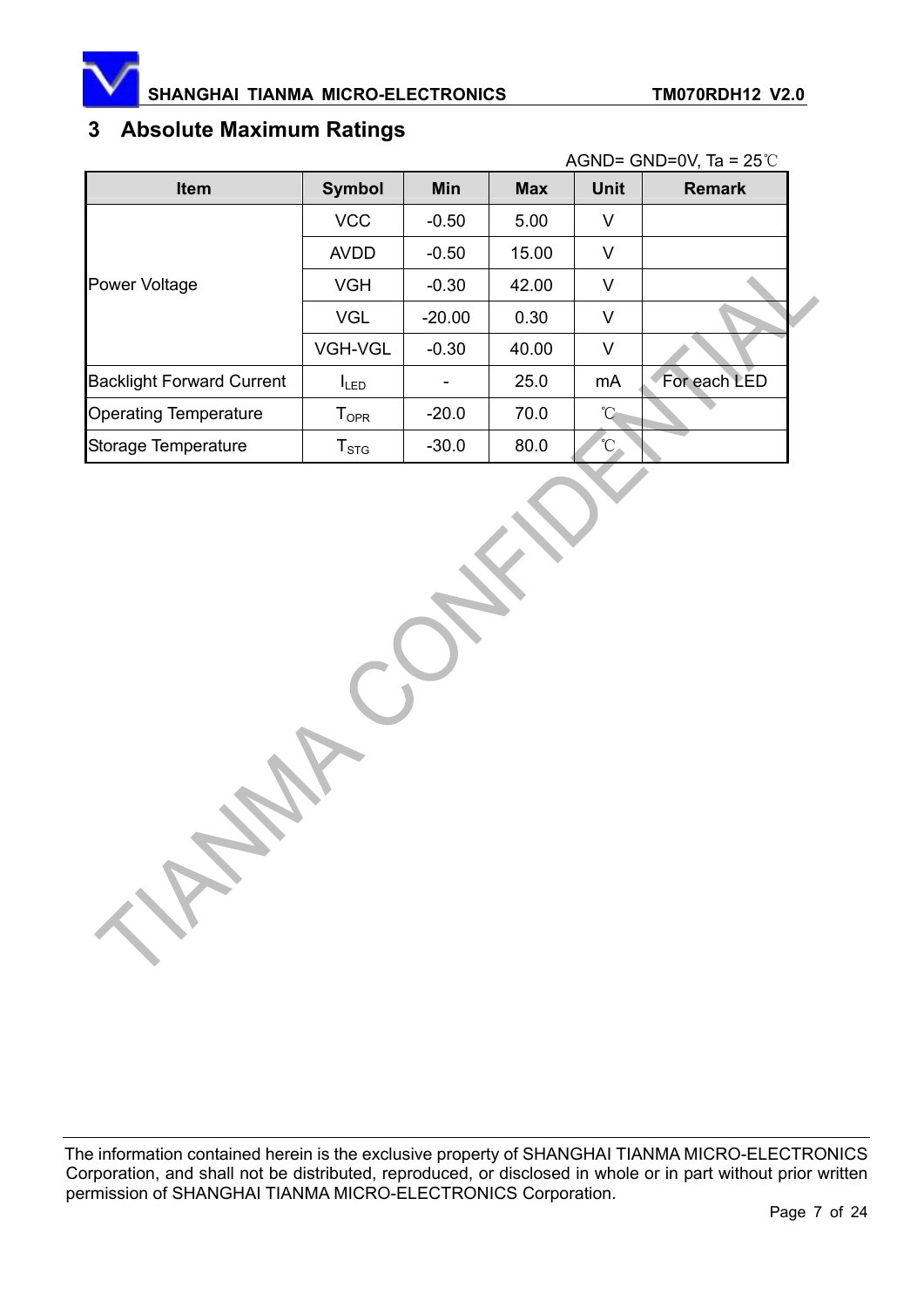## 3 Absolute Maximum Ratings

AGND= GND=0V, Ta = 25℃

| Item | Symbol | Min | Max | Unit | Remark |
|---|---|---|---|---|---|
| Power Voltage | VCC | -0.50 | 5.00 | V | |
| | AVDD | -0.50 | 15.00 | V | |
| | VGH | -0.30 | 42.00 | V | |
| | VGL | -20.00 | 0.30 | V | |
| | VGH-VGL | -0.30 | 40.00 | V | |
| Backlight Forward Current | $I_{LED}$ | - | 25.0 | mA | For each LED |
| Operating Temperature | $T_{OPR}$ | -20.0 | 70.0 | ℃ | |
| Storage Temperature | $T_{STG}$ | -30.0 | 80.0 | ℃ | |

The information contained herein is the exclusive property of SHANGHAI TIANMA MICRO-ELECTRONICS Corporation, and shall not be distributed, reproduced, or disclosed in whole or in part without prior written permission of SHANGHAI TIANMA MICRO-ELECTRONICS Corporation.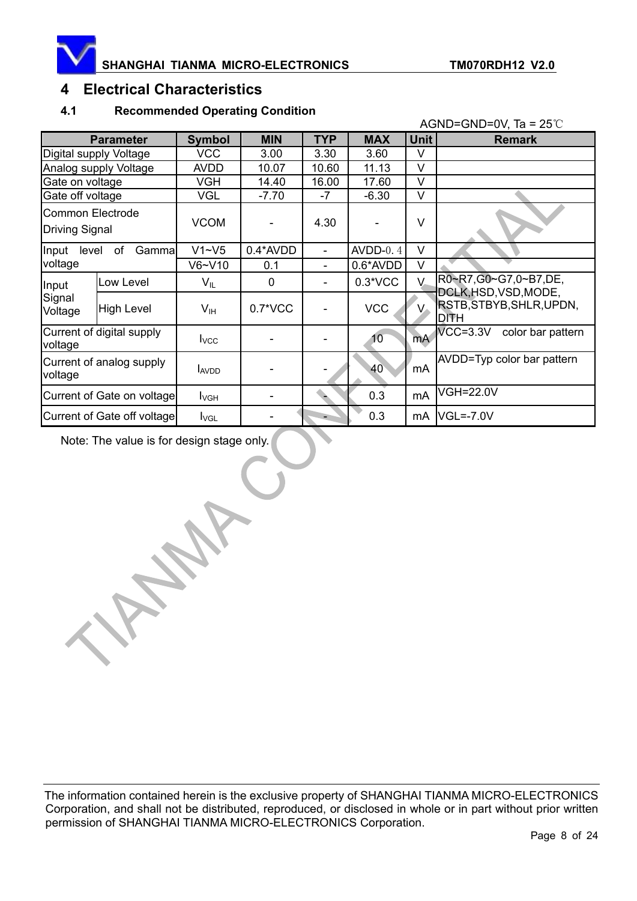# 4 Electrical Characteristics

## 4.1 Recommended Operating Condition

AGND=GND=0V, Ta = 25℃

| Parameter | | Symbol | MIN | TYP | MAX | Unit | Remark |
|---|---|---|---|---|---|---|---|
| Digital supply Voltage | | VCC | 3.00 | 3.30 | 3.60 | V | |
| Analog supply Voltage | | AVDD | 10.07 | 10.60 | 11.13 | V | |
| Gate on voltage | | VGH | 14.40 | 16.00 | 17.60 | V | |
| Gate off voltage | | VGL | -7.70 | -7 | -6.30 | V | |
| Common Electrode Driving Signal | | VCOM | - | 4.30 | - | V | |
| Input level of Gamma voltage | | V1~V5 | 0.4*AVDD | - | AVDD-0.4 | V | |
| | | V6~V10 | 0.1 | - | 0.6*AVDD | V | |
| Input Signal Voltage | Low Level | $V_{IL}$ | 0 | - | 0.3*VCC | V | R0~R7,G0~G7,0~B7,DE, DCLK,HSD,VSD,MODE, RSTB,STBYB,SHLR,UPDN, DITH |
| | High Level | $V_{IH}$ | 0.7*VCC | - | VCC | V | |
| Current of digital supply voltage | | $I_{VCC}$ | - | - | 10 | mA | VCC=3.3V color bar pattern |
| Current of analog supply voltage | | $I_{AVDD}$ | - | - | 40 | mA | AVDD=Typ color bar pattern |
| Current of Gate on voltage | | $I_{VGH}$ | - | - | 0.3 | mA | VGH=22.0V |
| Current of Gate off voltage | | $I_{VGL}$ | - | - | 0.3 | mA | VGL=-7.0V |

Note: The value is for design stage only.

The information contained herein is the exclusive property of SHANGHAI TIANMA MICRO-ELECTRONICS Corporation, and shall not be distributed, reproduced, or disclosed in whole or in part without prior written permission of SHANGHAI TIANMA MICRO-ELECTRONICS Corporation.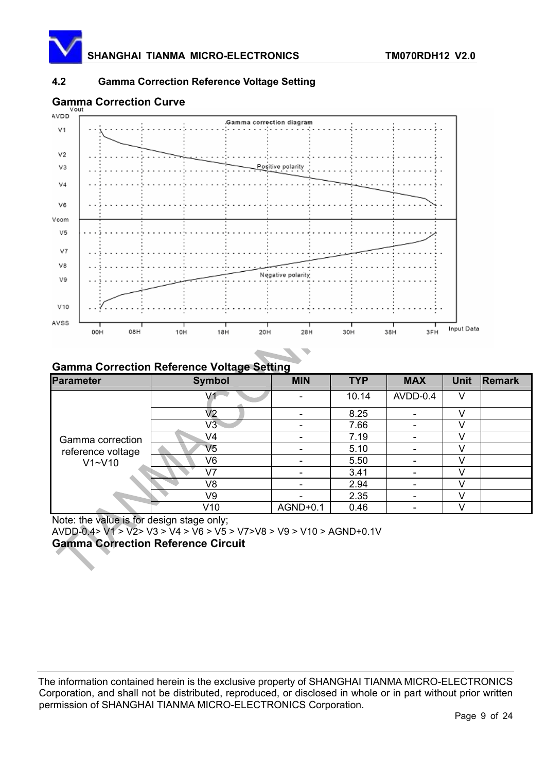## 4.2 Gamma Correction Reference Voltage Setting

### Gamma Correction Curve

### Gamma Correction Reference Voltage Setting

| Parameter | Symbol | MIN | TYP | MAX | Unit | Remark |
|---|---|---|---|---|---|---|
| Gamma correction reference voltage V1~V10 | V1 | - | 10.14 | AVDD-0.4 | V | |
| | V2 | - | 8.25 | - | V | |
| | V3 | - | 7.66 | - | V | |
| | V4 | - | 7.19 | - | V | |
| | V5 | - | 5.10 | - | V | |
| | V6 | - | 5.50 | - | V | |
| | V7 | - | 3.41 | - | V | |
| | V8 | - | 2.94 | - | V | |
| | V9 | - | 2.35 | - | V | |
| | V10 | AGND+0.1 | 0.46 | - | V | |

Note: the value is for design stage only;

AVDD-0.4> V1 > V2> V3 > V4 > V6 > V5 > V7>V8 > V9 > V10 > AGND+0.1V

### Gamma Correction Reference Circuit

The information contained herein is the exclusive property of SHANGHAI TIANMA MICRO-ELECTRONICS Corporation, and shall not be distributed, reproduced, or disclosed in whole or in part without prior written permission of SHANGHAI TIANMA MICRO-ELECTRONICS Corporation.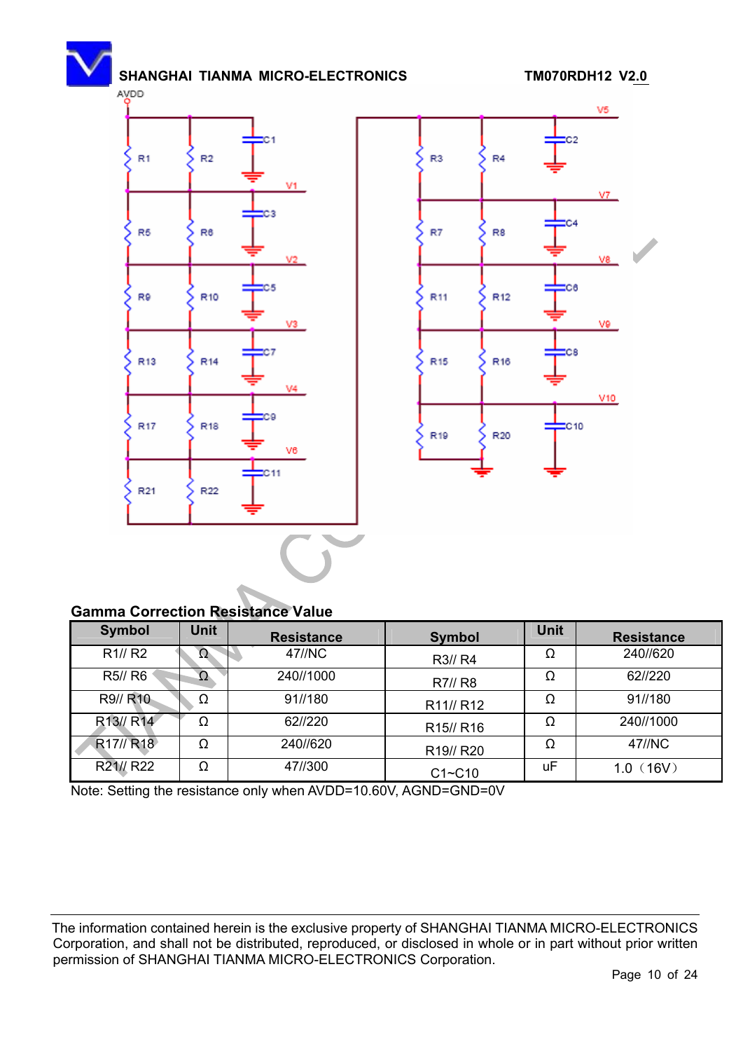## Gamma Correction Resistance Value

| Symbol | Unit | Resistance | Symbol | Unit | Resistance |
|---|---|---|---|---|---|
| R1// R2 | Ω | 47//NC | R3// R4 | Ω | 240//620 |
| R5// R6 | Ω | 240//1000 | R7// R8 | Ω | 62//220 |
| R9// R10 | Ω | 91//180 | R11// R12 | Ω | 91//180 |
| R13// R14 | Ω | 62//220 | R15// R16 | Ω | 240//1000 |
| R17// R18 | Ω | 240//620 | R19// R20 | Ω | 47//NC |
| R21// R22 | Ω | 47//300 | C1~C10 | uF | 1.0（16V） |

Note: Setting the resistance only when AVDD=10.60V, AGND=GND=0V

The information contained herein is the exclusive property of SHANGHAI TIANMA MICRO-ELECTRONICS Corporation, and shall not be distributed, reproduced, or disclosed in whole or in part without prior written permission of SHANGHAI TIANMA MICRO-ELECTRONICS Corporation.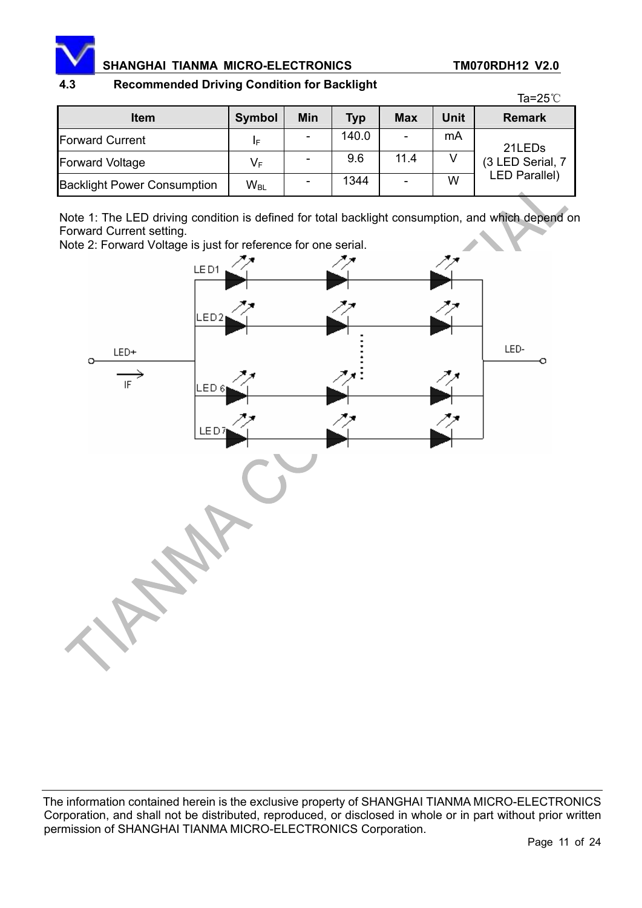### 4.3 Recommended Driving Condition for Backlight

Ta=25℃

| Item | Symbol | Min | Typ | Max | Unit | Remark |
|---|---|---|---|---|---|---|
| Forward Current | $I_F$ | - | 140.0 | - | mA | 21LEDs (3 LED Serial, 7 LED Parallel) |
| Forward Voltage | $V_F$ | - | 9.6 | 11.4 | V | |
| Backlight Power Consumption | $W_{BL}$ | - | 1344 | - | W | |

Note 1: The LED driving condition is defined for total backlight consumption, and which depend on Forward Current setting.
Note 2: Forward Voltage is just for reference for one serial.

LED+ IF LED1 LED2 LED 6 LED7 LED-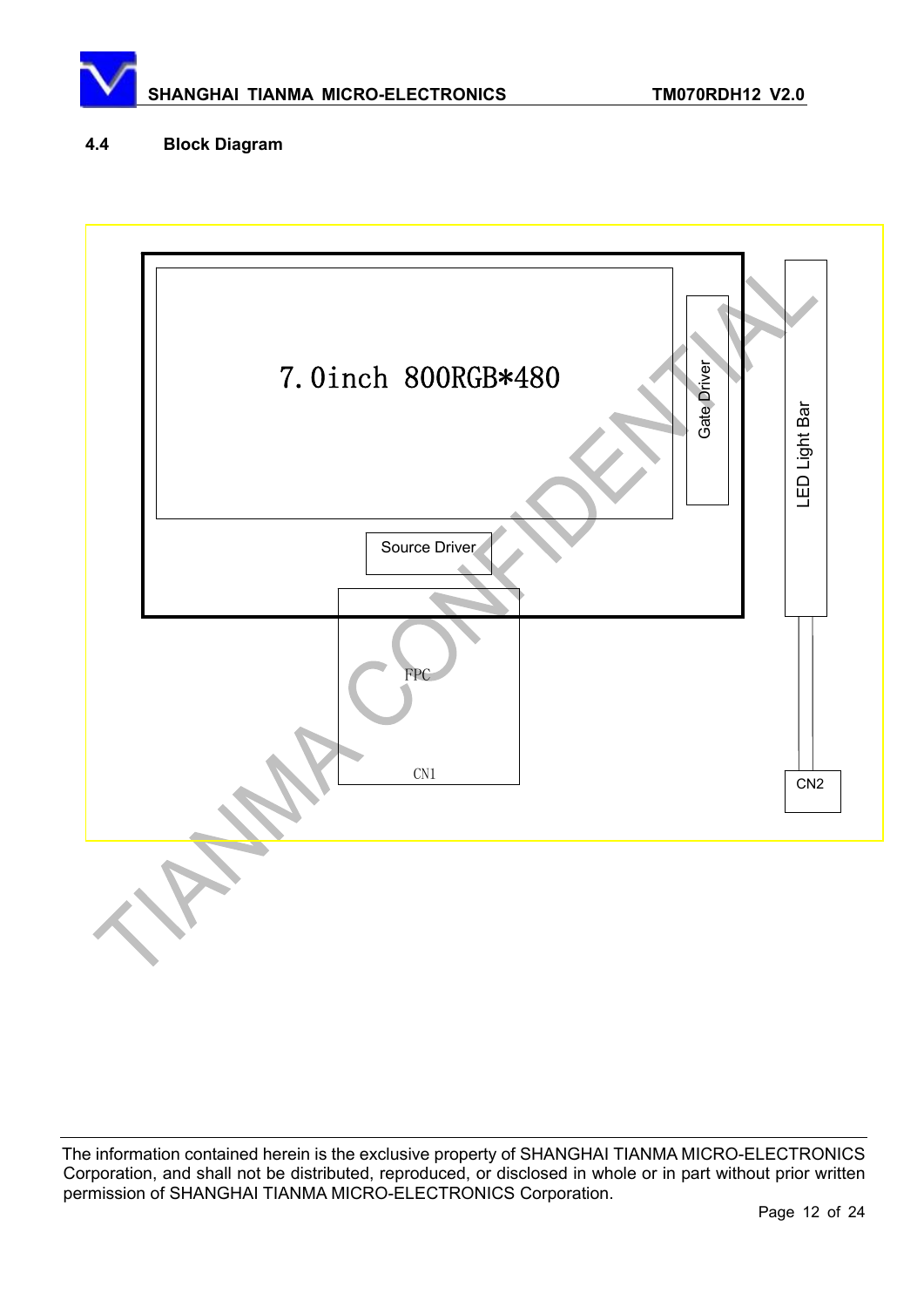### 4.4 Block Diagram

7.0inch 800RGB*480

Gate Driver

LED Light Bar

Source Driver

FPC

CN1

CN2

The information contained herein is the exclusive property of SHANGHAI TIANMA MICRO-ELECTRONICS Corporation, and shall not be distributed, reproduced, or disclosed in whole or in part without prior written permission of SHANGHAI TIANMA MICRO-ELECTRONICS Corporation.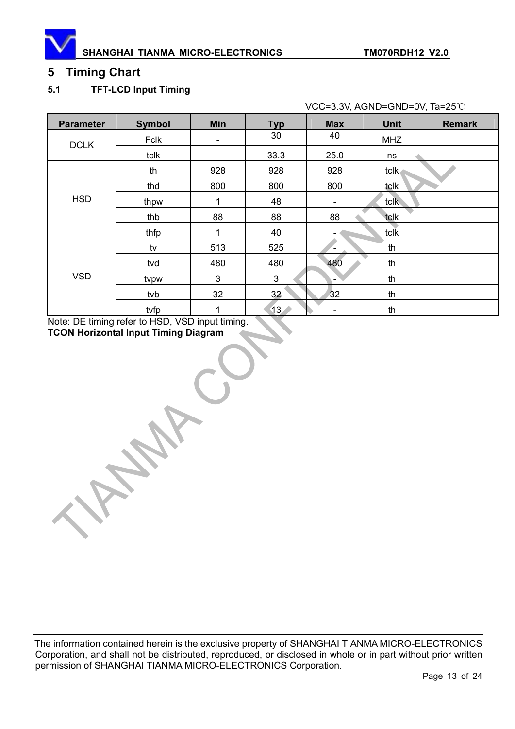# 5 Timing Chart

## 5.1 TFT-LCD Input Timing

VCC=3.3V, AGND=GND=0V, Ta=25℃

| Parameter | Symbol | Min | Typ | Max | Unit | Remark |
|---|---|---|---|---|---|---|
| DCLK | Fclk | - | 30 | 40 | MHZ | |
| | tclk | - | 33.3 | 25.0 | ns | |
| HSD | th | 928 | 928 | 928 | tclk | |
| | thd | 800 | 800 | 800 | tclk | |
| | thpw | 1 | 48 | - | tclk | |
| | thb | 88 | 88 | 88 | tclk | |
| | thfp | 1 | 40 | - | tclk | |
| VSD | tv | 513 | 525 | - | th | |
| | tvd | 480 | 480 | 480 | th | |
| | tvpw | 3 | 3 | - | th | |
| | tvb | 32 | 32 | 32 | th | |
| | tvfp | 1 | 13 | - | th | |

Note: DE timing refer to HSD, VSD input timing.

**TCON Horizontal Input Timing Diagram**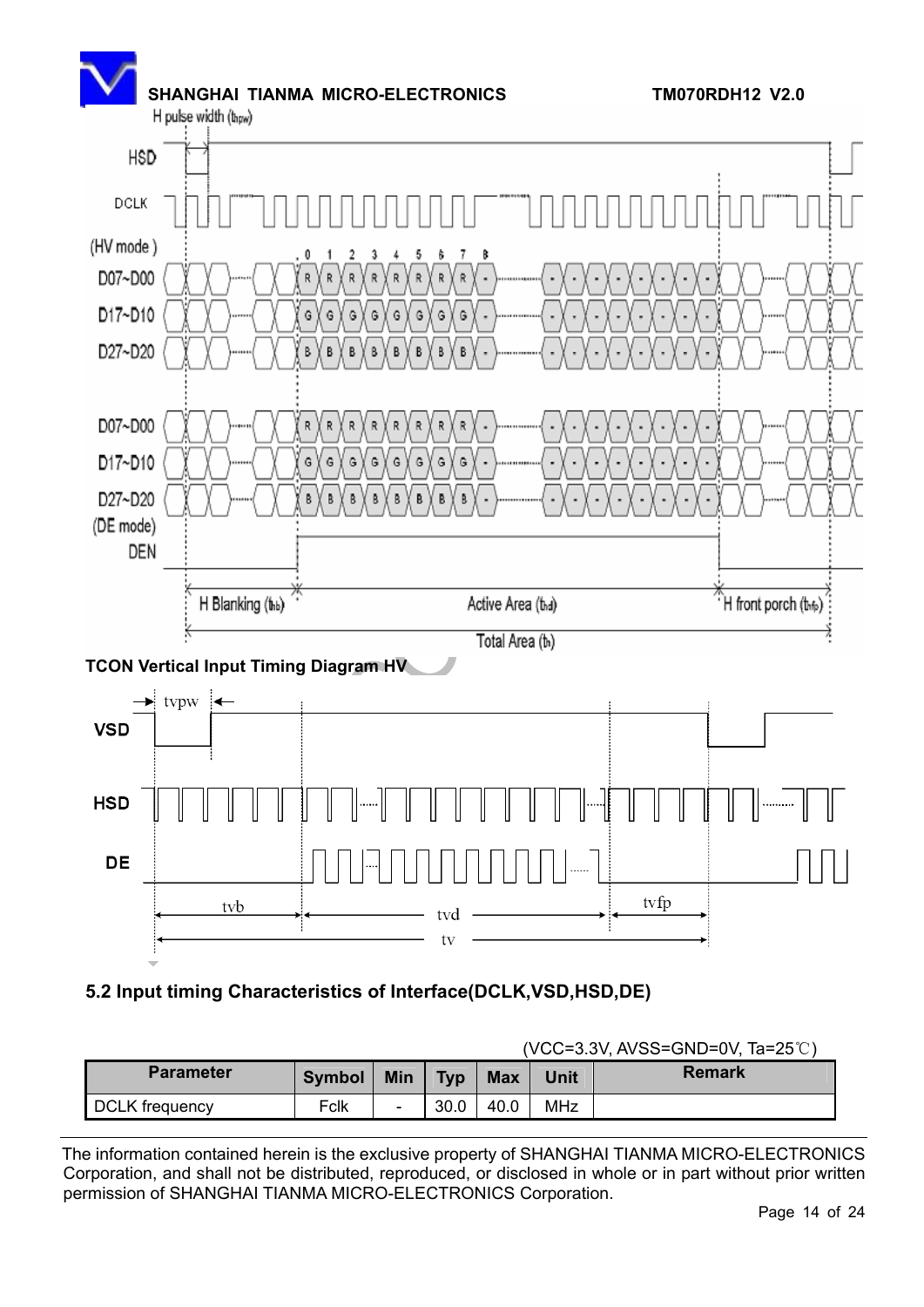TCON Vertical Input Timing Diagram HV

## 5.2 Input timing Characteristics of Interface(DCLK,VSD,HSD,DE)

(VCC=3.3V, AVSS=GND=0V, Ta=25℃)

| Parameter | Symbol | Min | Typ | Max | Unit | Remark |
|---|---|---|---|---|---|---|
| DCLK frequency | Fclk | - | 30.0 | 40.0 | MHz | |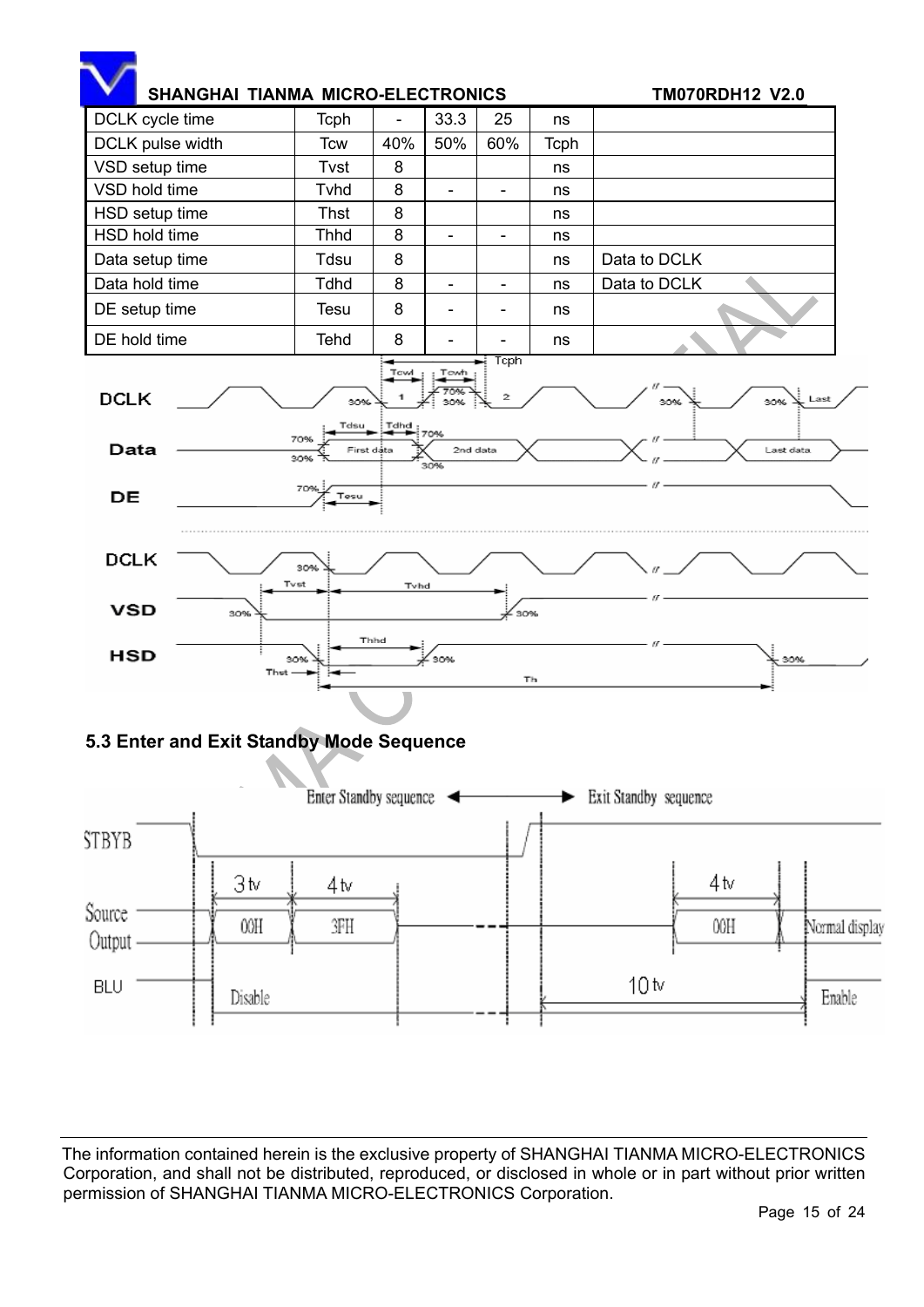| DCLK cycle time | Tcph | - | 33.3 | 25 | ns | |
|---|---|---|---|---|---|---|
| DCLK pulse width | Tcw | 40% | 50% | 60% | Tcph | |
| VSD setup time | Tvst | 8 | | | ns | |
| VSD hold time | Tvhd | 8 | - | - | ns | |
| HSD setup time | Thst | 8 | | | ns | |
| HSD hold time | Thhd | 8 | - | - | ns | |
| Data setup time | Tdsu | 8 | | | ns | Data to DCLK |
| Data hold time | Tdhd | 8 | - | - | ns | Data to DCLK |
| DE setup time | Tesu | 8 | - | - | ns | |
| DE hold time | Tehd | 8 | - | - | ns | |

### 5.3 Enter and Exit Standby Mode Sequence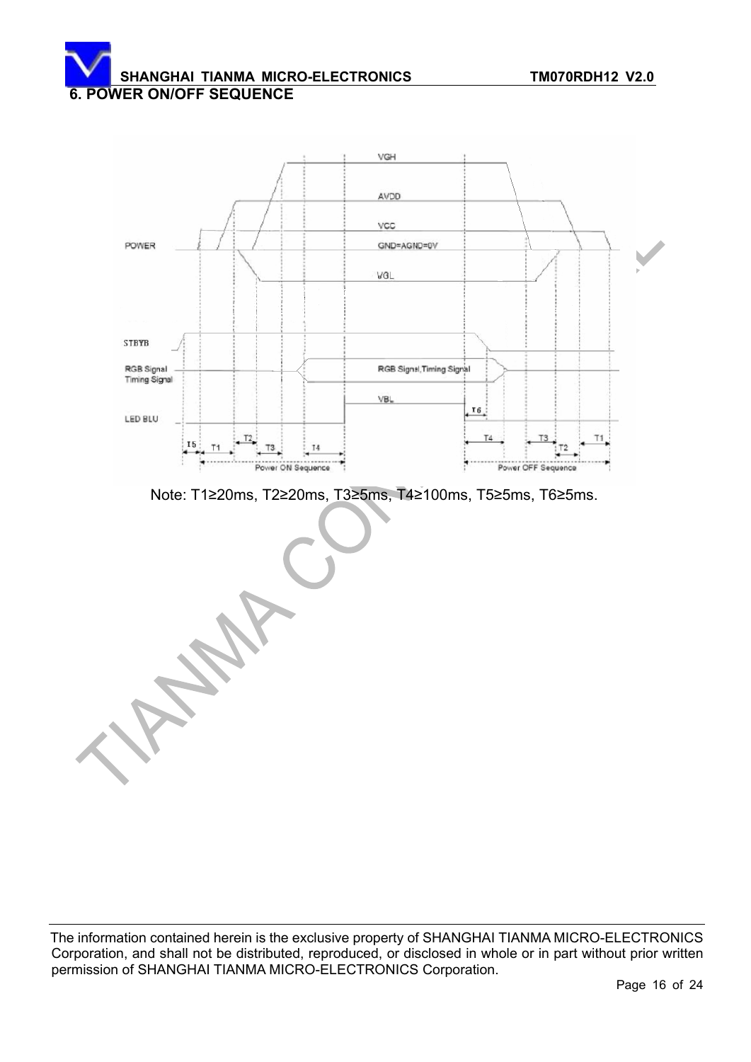## 6. POWER ON/OFF SEQUENCE

Note: T1≥20ms, T2≥20ms, T3≥5ms, T4≥100ms, T5≥5ms, T6≥5ms.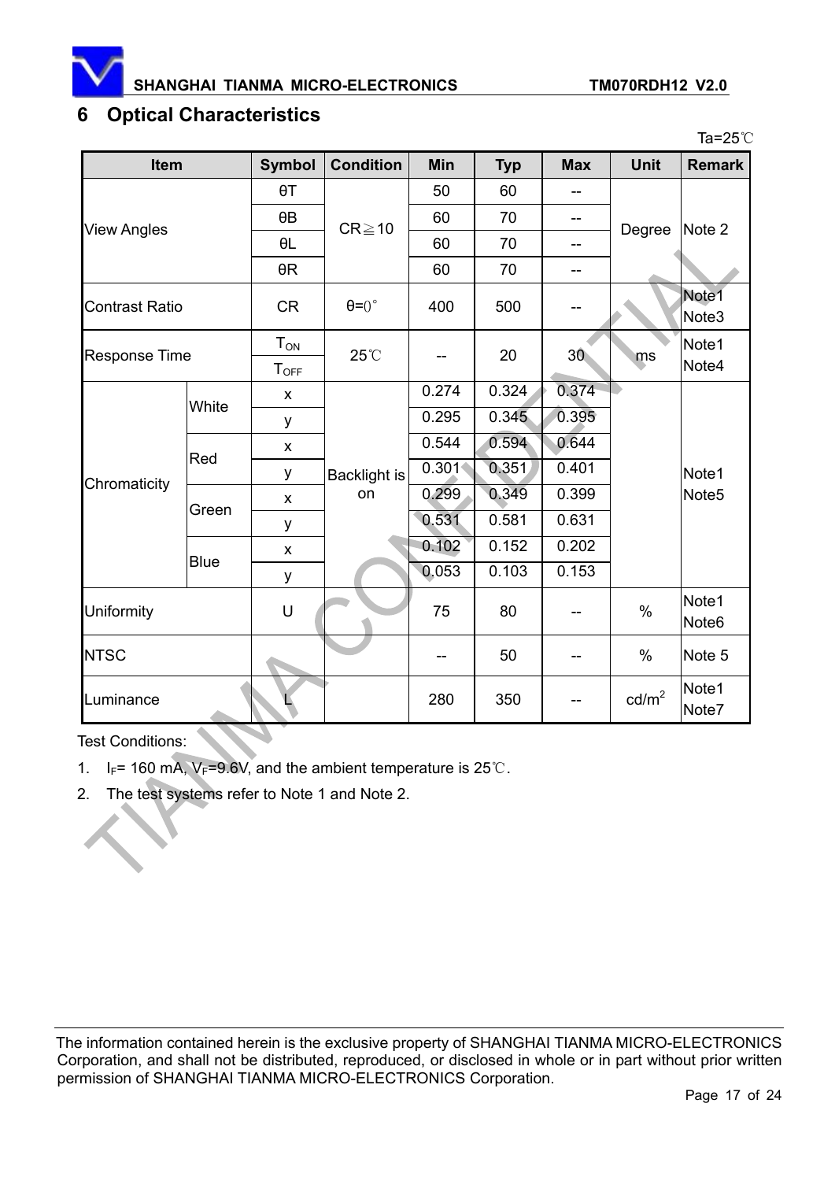## 6 Optical Characteristics

Ta=25℃

| Item | | Symbol | Condition | Min | Typ | Max | Unit | Remark |
|---|---|---|---|---|---|---|---|---|
| View Angles | | θT | CR≧10 | 50 | 60 | -- | Degree | Note 2 |
| | | θB | | 60 | 70 | -- | | |
| | | θL | | 60 | 70 | -- | | |
| | | θR | | 60 | 70 | -- | | |
| Contrast Ratio | | CR | θ=0° | 400 | 500 | -- | | Note1 Note3 |
| Response Time | | $T_{ON}$ | 25℃ | -- | 20 | 30 | ms | Note1 Note4 |
| | | $T_{OFF}$ | | | | | | |
| Chromaticity | White | x | Backlight is on | 0.274 | 0.324 | 0.374 | | Note1 Note5 |
| | | y | | 0.295 | 0.345 | 0.395 | | |
| | Red | x | | 0.544 | 0.594 | 0.644 | | |
| | | y | | 0.301 | 0.351 | 0.401 | | |
| | Green | x | | 0.299 | 0.349 | 0.399 | | |
| | | y | | 0.531 | 0.581 | 0.631 | | |
| | Blue | x | | 0.102 | 0.152 | 0.202 | | |
| | | y | | 0.053 | 0.103 | 0.153 | | |
| Uniformity | | U | | 75 | 80 | -- | % | Note1 Note6 |
| NTSC | | | | -- | 50 | -- | % | Note 5 |
| Luminance | | L | | 280 | 350 | -- | $cd/m^2$ | Note1 Note7 |

Test Conditions:

1. $I_F$= 160 mA, $V_F$=9.6V, and the ambient temperature is 25℃.
2. The test systems refer to Note 1 and Note 2.

The information contained herein is the exclusive property of SHANGHAI TIANMA MICRO-ELECTRONICS Corporation, and shall not be distributed, reproduced, or disclosed in whole or in part without prior written permission of SHANGHAI TIANMA MICRO-ELECTRONICS Corporation.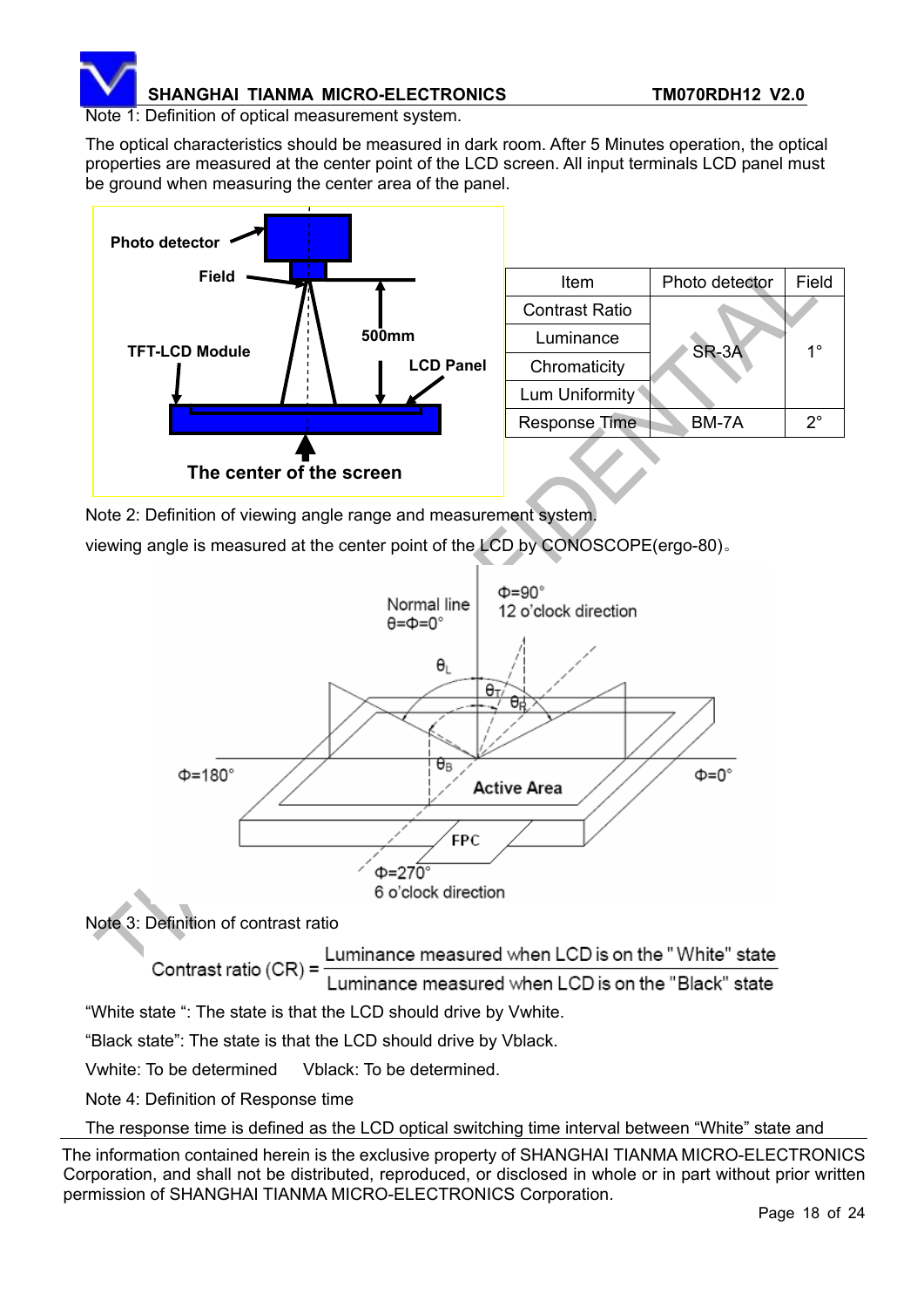Note 1: Definition of optical measurement system.

The optical characteristics should be measured in dark room. After 5 Minutes operation, the optical properties are measured at the center point of the LCD screen. All input terminals LCD panel must be ground when measuring the center area of the panel.

| Item | Photo detector | Field |
|---|---|---|
| Contrast Ratio | SR-3A | 1° |
| Luminance | | |
| Chromaticity | | |
| Lum Uniformity | | |
| Response Time | BM-7A | 2° |

Note 2: Definition of viewing angle range and measurement system.

viewing angle is measured at the center point of the LCD by CONOSCOPE(ergo-80)。

Note 3: Definition of contrast ratio

$$\text{Contrast ratio (CR)} = \frac{\text{Luminance measured when LCD is on the "White" state}}{\text{Luminance measured when LCD is on the "Black" state}}$$

"White state ": The state is that the LCD should drive by Vwhite.

"Black state": The state is that the LCD should drive by Vblack.

Vwhite: To be determined   Vblack: To be determined.

Note 4: Definition of Response time

The response time is defined as the LCD optical switching time interval between "White" state and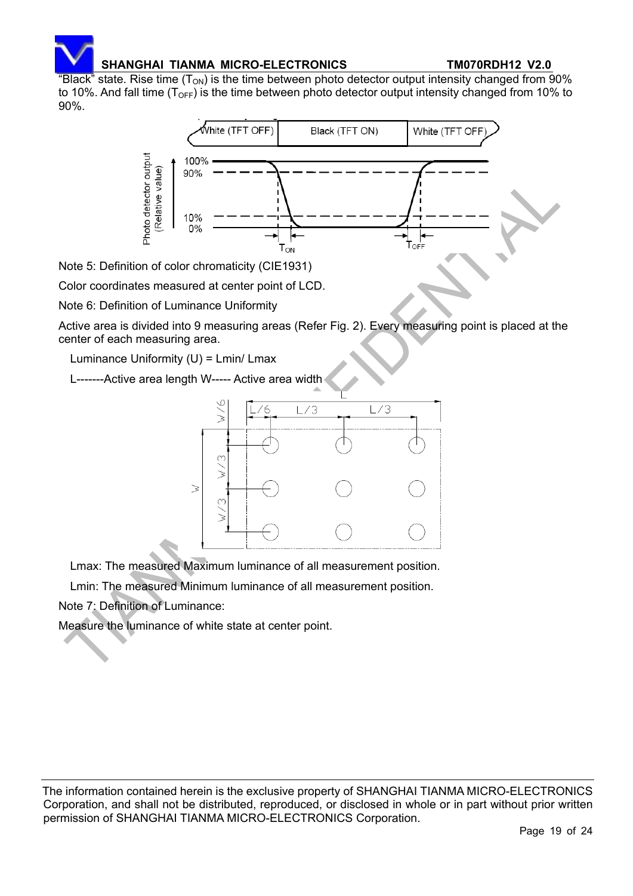"Black" state. Rise time ($T_{ON}$) is the time between photo detector output intensity changed from 90% to 10%. And fall time ($T_{OFF}$) is the time between photo detector output intensity changed from 10% to 90%.

Note 5: Definition of color chromaticity (CIE1931)

Color coordinates measured at center point of LCD.

Note 6: Definition of Luminance Uniformity

Active area is divided into 9 measuring areas (Refer Fig. 2). Every measuring point is placed at the center of each measuring area.

Luminance Uniformity (U) = Lmin/ Lmax

L-------Active area length W----- Active area width

Lmax: The measured Maximum luminance of all measurement position.

Lmin: The measured Minimum luminance of all measurement position.

Note 7: Definition of Luminance:

Measure the luminance of white state at center point.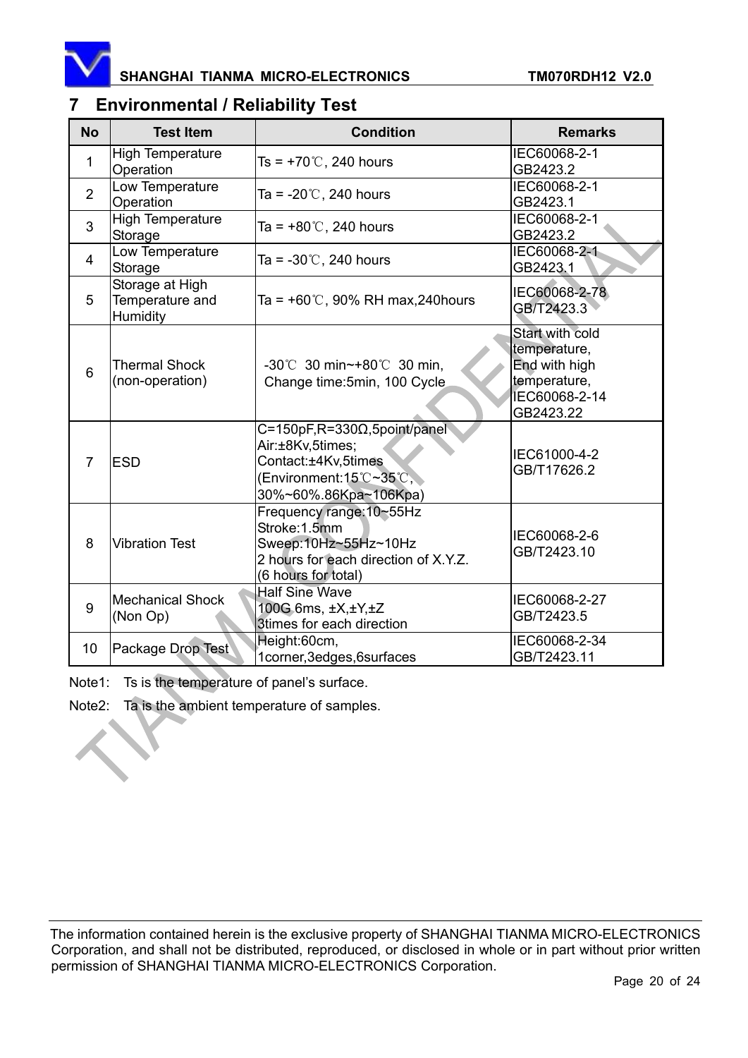## 7 Environmental / Reliability Test

| No | Test Item | Condition | Remarks |
|---|---|---|---|
| 1 | High Temperature Operation | Ts = +70℃, 240 hours | IEC60068-2-1 GB2423.2 |
| 2 | Low Temperature Operation | Ta = -20℃, 240 hours | IEC60068-2-1 GB2423.1 |
| 3 | High Temperature Storage | Ta = +80℃, 240 hours | IEC60068-2-1 GB2423.2 |
| 4 | Low Temperature Storage | Ta = -30℃, 240 hours | IEC60068-2-1 GB2423.1 |
| 5 | Storage at High Temperature and Humidity | Ta = +60℃, 90% RH max,240hours | IEC60068-2-78 GB/T2423.3 |
| 6 | Thermal Shock (non-operation) | -30℃ 30 min~+80℃ 30 min, Change time:5min, 100 Cycle | Start with cold temperature, End with high temperature, IEC60068-2-14 GB2423.22 |
| 7 | ESD | C=150pF,R=330Ω,5point/panel Air:±8Kv,5times; Contact:±4Kv,5times (Environment:15℃~35℃, 30%~60%.86Kpa~106Kpa) | IEC61000-4-2 GB/T17626.2 |
| 8 | Vibration Test | Frequency range:10~55Hz Stroke:1.5mm Sweep:10Hz~55Hz~10Hz 2 hours for each direction of X.Y.Z. (6 hours for total) | IEC60068-2-6 GB/T2423.10 |
| 9 | Mechanical Shock (Non Op) | Half Sine Wave 100G 6ms, ±X,±Y,±Z 3times for each direction | IEC60068-2-27 GB/T2423.5 |
| 10 | Package Drop Test | Height:60cm, 1corner,3edges,6surfaces | IEC60068-2-34 GB/T2423.11 |

Note1: Ts is the temperature of panel's surface.

Note2: Ta is the ambient temperature of samples.

The information contained herein is the exclusive property of SHANGHAI TIANMA MICRO-ELECTRONICS Corporation, and shall not be distributed, reproduced, or disclosed in whole or in part without prior written permission of SHANGHAI TIANMA MICRO-ELECTRONICS Corporation.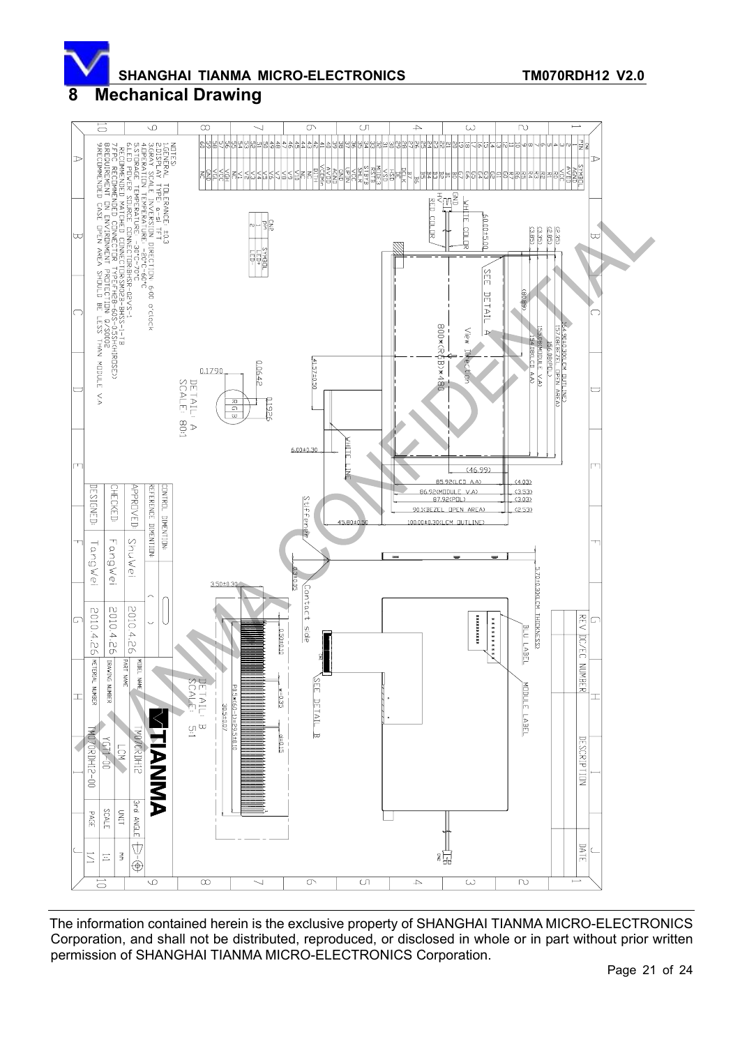# 8 Mechanical Drawing

| PIN | SYMBOL |
|---|---|
| 1 | AGND |
| 2 | AVDD |
| 3 | VCC |
| 4 | R0 |
| 5 | R1 |
| 6 | R2 |
| 7 | R3 |
| 8 | R4 |
| 9 | R5 |
| 10 | R6 |
| 11 | R7 |
| 12 | G0 |
| 13 | G1 |
| 14 | G2 |
| 15 | G3 |
| 16 | G4 |
| 17 | G5 |
| 18 | G6 |
| 19 | G7 |
| 20 | B0 |
| 21 | B1 |
| 22 | B2 |
| 23 | B3 |
| 24 | B4 |
| 25 | B5 |
| 26 | B6 |
| 27 | B7 |
| 28 | DCLK |
| 29 | DE |
| 30 | HSD |
| 31 | VSD |
| 32 | MODE |
| 33 | RSTB |
| 34 | STBYB |
| 35 | SHLR |
| 36 | VCC |
| 37 | UPDN |
| 38 | GND |
| 39 | AGND |
| 40 | AVDD |
| 41 | VCOM |
| 42 | DITH |
| 43 | NC |
| 44 | V10 |
| 45 | V9 |
| 46 | V8 |
| 47 | V7 |
| 48 | V6 |
| 49 | V5 |
| 50 | V4 |
| 51 | V3 |
| 52 | V2 |
| 53 | V1 |
| 54 | NC |
| 55 | NC |
| 56 | VGH |
| 57 | VCC |
| 58 | VGL |
| 59 | GND |
| 60 | NC |

| CN2 PIN | SYMBOL |
|---|---|
| 1 | LED+ |
| 2 | LED- |

NOTES:
1. GENERAL TOLERANCE ±0.3
2. DISPLAY TYPE: a-si TFT
3. GRAY SCALE INVERSION DIRECTION: 6:00 o'clock
4. OPERATION TEMPERATURE: -20°C~60°C
5. STORAGE TEMPERATURE: -30°C~70°C
6. LED POWER SOURCE CONNECTOR: BHSR-02VS-1
   RECOMMENDED MATCHED CONNECTOR: SM02B-BHSS-1-TB
7. FPC RECOMMENDED CONNECTOR TYPE: FH08-60S-0.5SH(HIROSE)
8. ENVIRONMENT PROTECTION: Q/S0002
9. RECOMMENDED CASE OPEN AREA SHOULD BE LESS THAN MODULE V.A

Dimensions: 100.00±0.30(LCM OUTLINE); 90.1(BEZEL OPEN AREA); 87.92(POL); 86.92(MODULE V.A); 85.92(LCD A.A); (46.99); (2.53); (3.03); (3.53); (4.03); 64.90±0.30(LCM OUTLINE); 57.66(BEZEL OPEN AREA); 56.08(POL); 55.08(MODULE V.A); 54.08(LCD A.A); (2.35); (2.85); (3.35); (3.85); (30.89); 800×(RGB)×480; View Direction; SEE DETAIL A; 60.00±5.00; WHITE COLOR; RED COLOR; GND; HV; WHITE LINE; 41.32±0.50; 6.00±0.30; 45.80±0.50; Stiffener; 5.70±0.30(LCM THICKNESS); 0.31±0.05; 3.50±0.30; Contact side; SEE DETAIL B; BLU LABEL; MODULE LABEL

DETAIL: A SCALE: 80:1 — 0.1790; 0.0642; 0.1926; R G B

DETAIL: B SCALE: 5:1 — 0.30±0.10; W=0.35; P=0.5; P0.5×(60-1)=29.5±0.10; 30.5±0.07

| REV | DC/EC NUMBER | DESCRIPTION | DATE |
|---|---|---|---|

| CONTROL DIMENTION: | |
|---|---|
| REFERENCE DIMENTION: | ( ) |
| APPROVED: | ShuWei 2010.4.26 |
| CHECKED: | FangWei |
| DESIGNED: | TangWei 2010.4.26 |

| MODEL NAME | TM070RDH12 | 3rd ANGLE | |
|---|---|---|---|
| PART NAME | LCM | UNIT | mm |
| DRAWING NUMBER | YGTT-00 | SCALE | 1:1 |
| METERIAL NUMBER | TM070RDH12-00 | PAGE | 1/1 |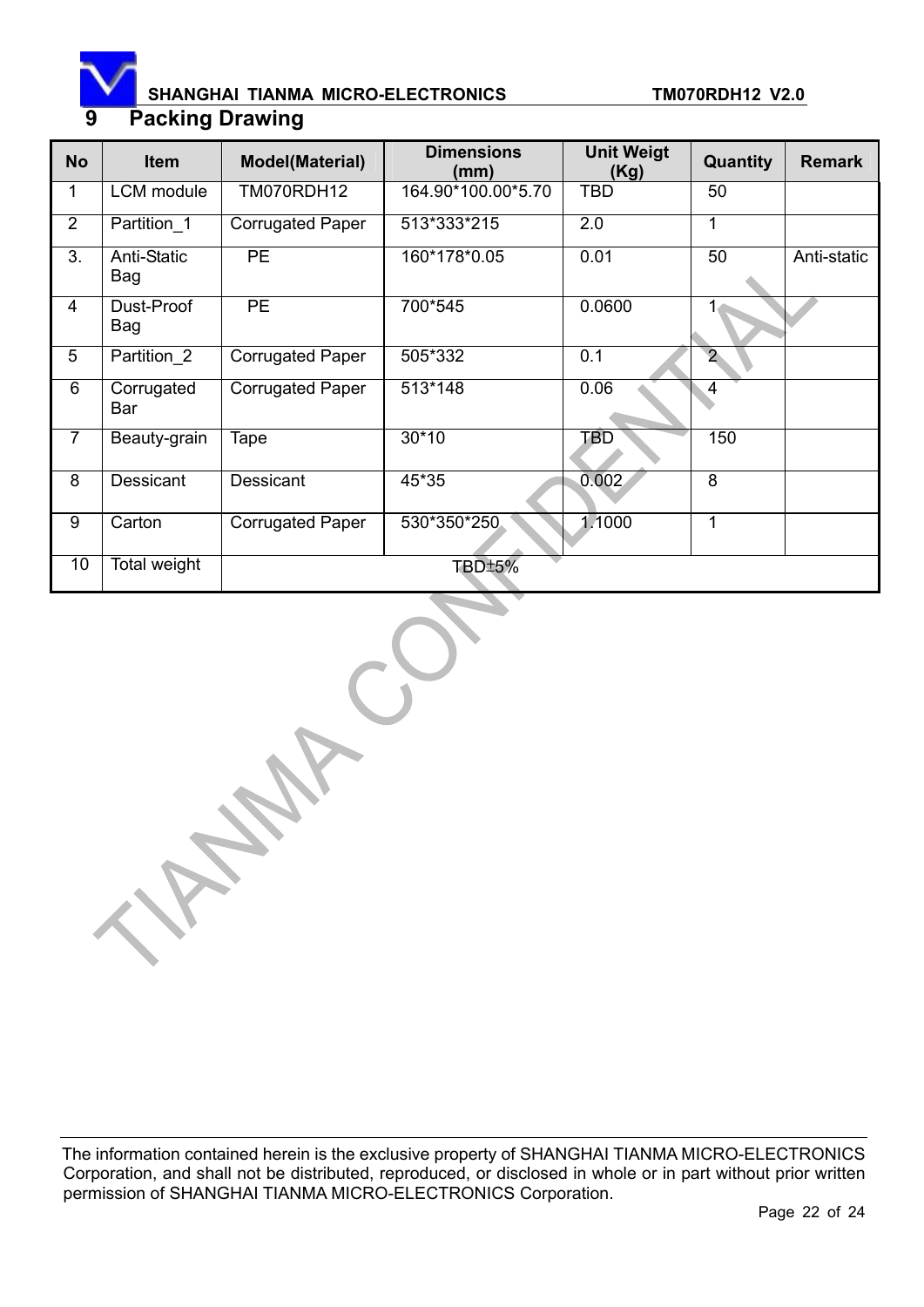## 9 Packing Drawing

| No | Item | Model(Material) | Dimensions (mm) | Unit Weigt (Kg) | Quantity | Remark |
|---|---|---|---|---|---|---|
| 1 | LCM module | TM070RDH12 | 164.90*100.00*5.70 | TBD | 50 | |
| 2 | Partition_1 | Corrugated Paper | 513*333*215 | 2.0 | 1 | |
| 3. | Anti-Static Bag | PE | 160*178*0.05 | 0.01 | 50 | Anti-static |
| 4 | Dust-Proof Bag | PE | 700*545 | 0.0600 | 1 | |
| 5 | Partition_2 | Corrugated Paper | 505*332 | 0.1 | 2 | |
| 6 | Corrugated Bar | Corrugated Paper | 513*148 | 0.06 | 4 | |
| 7 | Beauty-grain | Tape | 30*10 | TBD | 150 | |
| 8 | Dessicant | Dessicant | 45*35 | 0.002 | 8 | |
| 9 | Carton | Corrugated Paper | 530*350*250 | 1.1000 | 1 | |
| 10 | Total weight | TBD±5% | | | | |

The information contained herein is the exclusive property of SHANGHAI TIANMA MICRO-ELECTRONICS Corporation, and shall not be distributed, reproduced, or disclosed in whole or in part without prior written permission of SHANGHAI TIANMA MICRO-ELECTRONICS Corporation.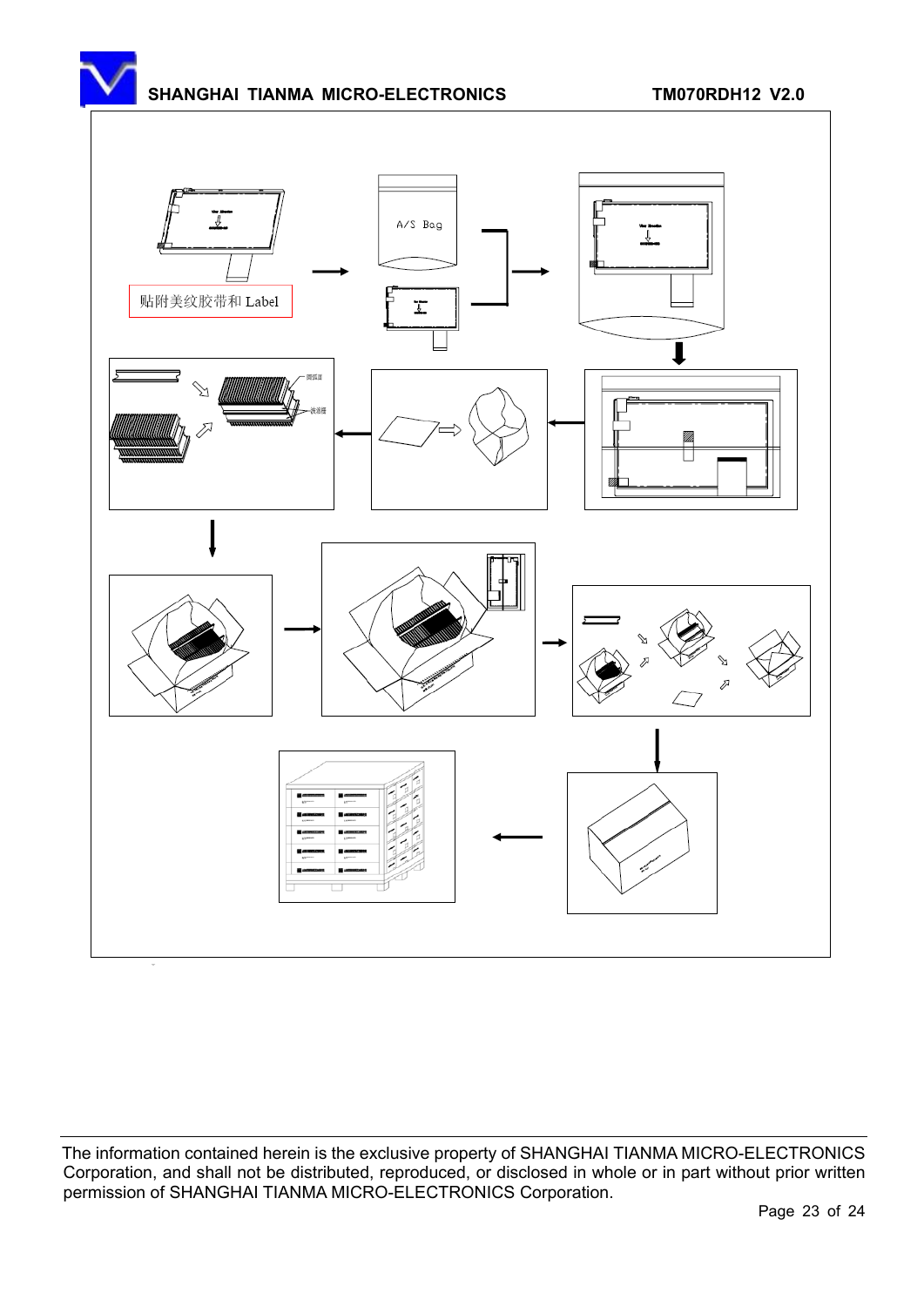贴附美纹胶带和 Label

A/S Bag

The information contained herein is the exclusive property of SHANGHAI TIANMA MICRO-ELECTRONICS Corporation, and shall not be distributed, reproduced, or disclosed in whole or in part without prior written permission of SHANGHAI TIANMA MICRO-ELECTRONICS Corporation.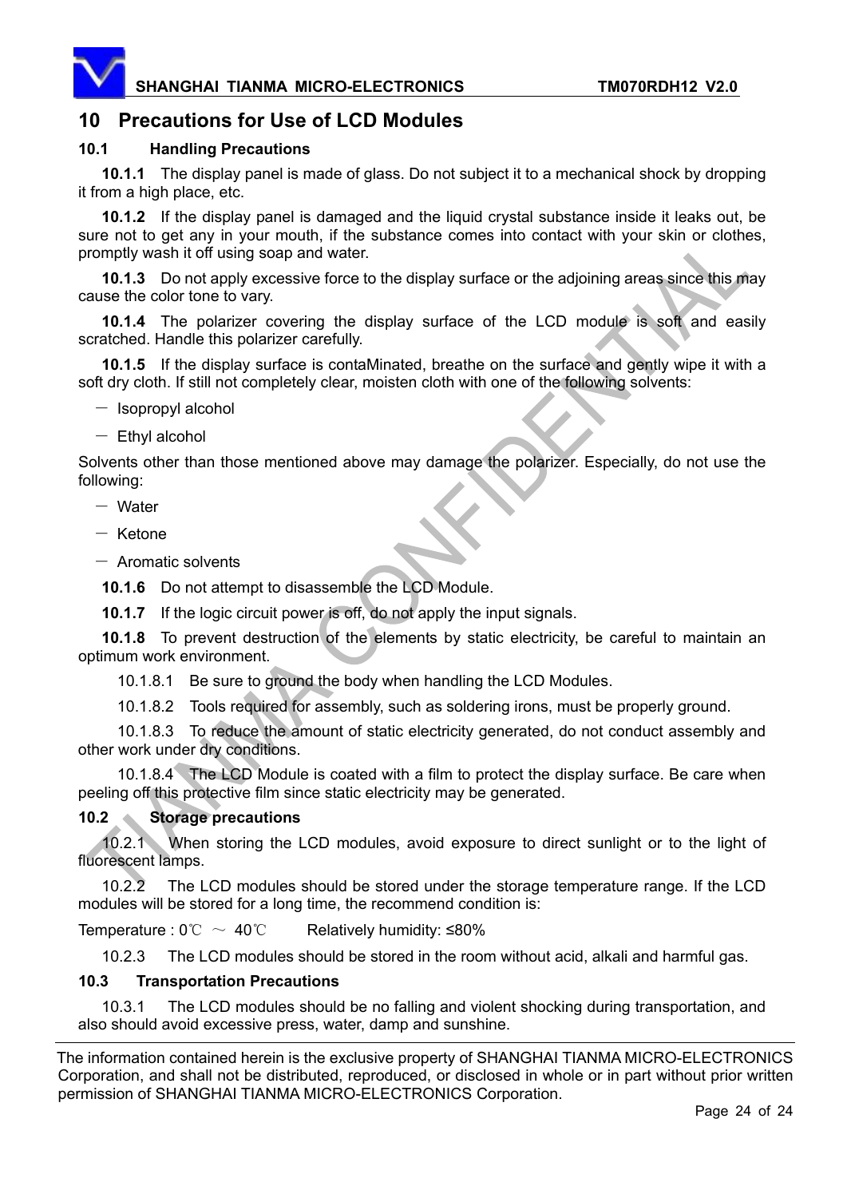# 10 Precautions for Use of LCD Modules

## 10.1 Handling Precautions

**10.1.1** The display panel is made of glass. Do not subject it to a mechanical shock by dropping it from a high place, etc.

**10.1.2** If the display panel is damaged and the liquid crystal substance inside it leaks out, be sure not to get any in your mouth, if the substance comes into contact with your skin or clothes, promptly wash it off using soap and water.

**10.1.3** Do not apply excessive force to the display surface or the adjoining areas since this may cause the color tone to vary.

**10.1.4** The polarizer covering the display surface of the LCD module is soft and easily scratched. Handle this polarizer carefully.

**10.1.5** If the display surface is contaMinated, breathe on the surface and gently wipe it with a soft dry cloth. If still not completely clear, moisten cloth with one of the following solvents:

- Isopropyl alcohol
- Ethyl alcohol

Solvents other than those mentioned above may damage the polarizer. Especially, do not use the following:

- Water
- Ketone
- Aromatic solvents

**10.1.6** Do not attempt to disassemble the LCD Module.

**10.1.7** If the logic circuit power is off, do not apply the input signals.

**10.1.8** To prevent destruction of the elements by static electricity, be careful to maintain an optimum work environment.

10.1.8.1 Be sure to ground the body when handling the LCD Modules.

10.1.8.2 Tools required for assembly, such as soldering irons, must be properly ground.

10.1.8.3 To reduce the amount of static electricity generated, do not conduct assembly and other work under dry conditions.

10.1.8.4 The LCD Module is coated with a film to protect the display surface. Be care when peeling off this protective film since static electricity may be generated.

## 10.2 Storage precautions

10.2.1 When storing the LCD modules, avoid exposure to direct sunlight or to the light of fluorescent lamps.

10.2.2 The LCD modules should be stored under the storage temperature range. If the LCD modules will be stored for a long time, the recommend condition is:

Temperature : 0℃ ～ 40℃  Relatively humidity: ≤80%

10.2.3 The LCD modules should be stored in the room without acid, alkali and harmful gas.

## 10.3 Transportation Precautions

10.3.1 The LCD modules should be no falling and violent shocking during transportation, and also should avoid excessive press, water, damp and sunshine.

The information contained herein is the exclusive property of SHANGHAI TIANMA MICRO-ELECTRONICS Corporation, and shall not be distributed, reproduced, or disclosed in whole or in part without prior written permission of SHANGHAI TIANMA MICRO-ELECTRONICS Corporation.